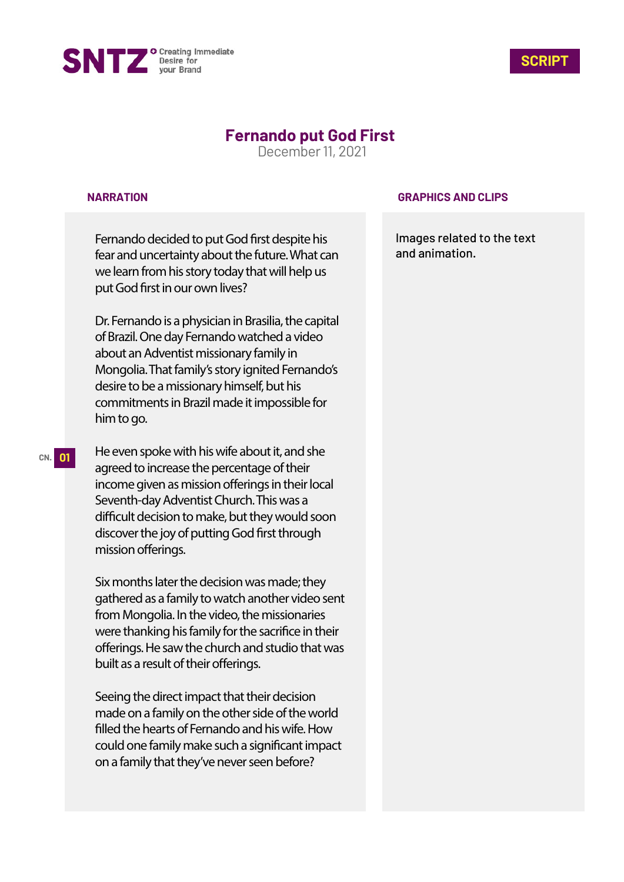SNTZ Creating Immediate Desire for your Brand

**SCRIPT**

# Fernando put God First

December 11, 2021

| NARRATION | GRAPHICS AND CLIPS |
|---|---|
| Fernando decided to put God first despite his fear and uncertainty about the future. What can we learn from his story today that will help us put God first in our own lives?<br><br>Dr. Fernando is a physician in Brasilia, the capital of Brazil. One day Fernando watched a video about an Adventist missionary family in Mongolia. That family's story ignited Fernando's desire to be a missionary himself, but his commitments in Brazil made it impossible for him to go.<br><br>CN. 01 He even spoke with his wife about it, and she agreed to increase the percentage of their income given as mission offerings in their local Seventh-day Adventist Church. This was a difficult decision to make, but they would soon discover the joy of putting God first through mission offerings.<br><br>Six months later the decision was made; they gathered as a family to watch another video sent from Mongolia. In the video, the missionaries were thanking his family for the sacrifice in their offerings. He saw the church and studio that was built as a result of their offerings.<br><br>Seeing the direct impact that their decision made on a family on the other side of the world filled the hearts of Fernando and his wife. How could one family make such a significant impact on a family that they've never seen before? | Images related to the text and animation. |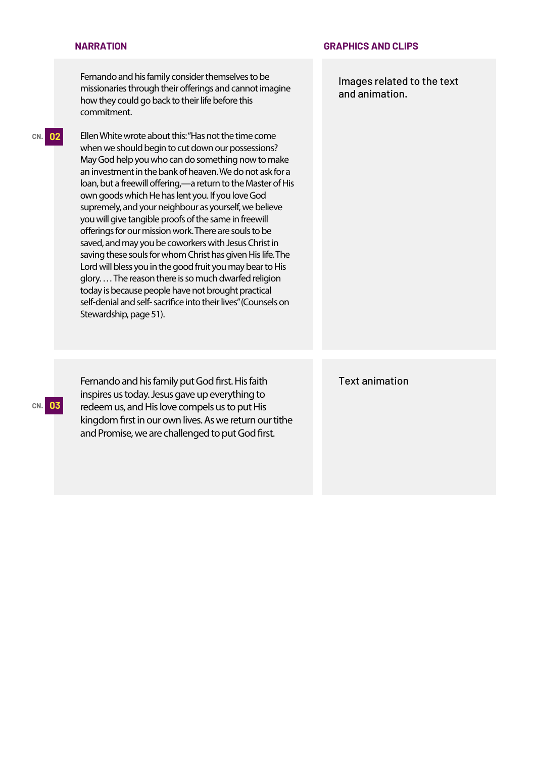| NARRATION | | GRAPHICS AND CLIPS |
|---|---|---|
| | Fernando and his family consider themselves to be missionaries through their offerings and cannot imagine how they could go back to their life before this commitment. | Images related to the text and animation. |
| CN. 02 | Ellen White wrote about this: "Has not the time come when we should begin to cut down our possessions? May God help you who can do something now to make an investment in the bank of heaven. We do not ask for a loan, but a freewill offering,—a return to the Master of His own goods which He has lent you. If you love God supremely, and your neighbour as yourself, we believe you will give tangible proofs of the same in freewill offerings for our mission work. There are souls to be saved, and may you be coworkers with Jesus Christ in saving these souls for whom Christ has given His life. The Lord will bless you in the good fruit you may bear to His glory. . . . The reason there is so much dwarfed religion today is because people have not brought practical self-denial and self- sacrifice into their lives" (Counsels on Stewardship, page 51). | |
| CN. 03 | Fernando and his family put God first. His faith inspires us today. Jesus gave up everything to redeem us, and His love compels us to put His kingdom first in our own lives. As we return our tithe and Promise, we are challenged to put God first. | Text animation |